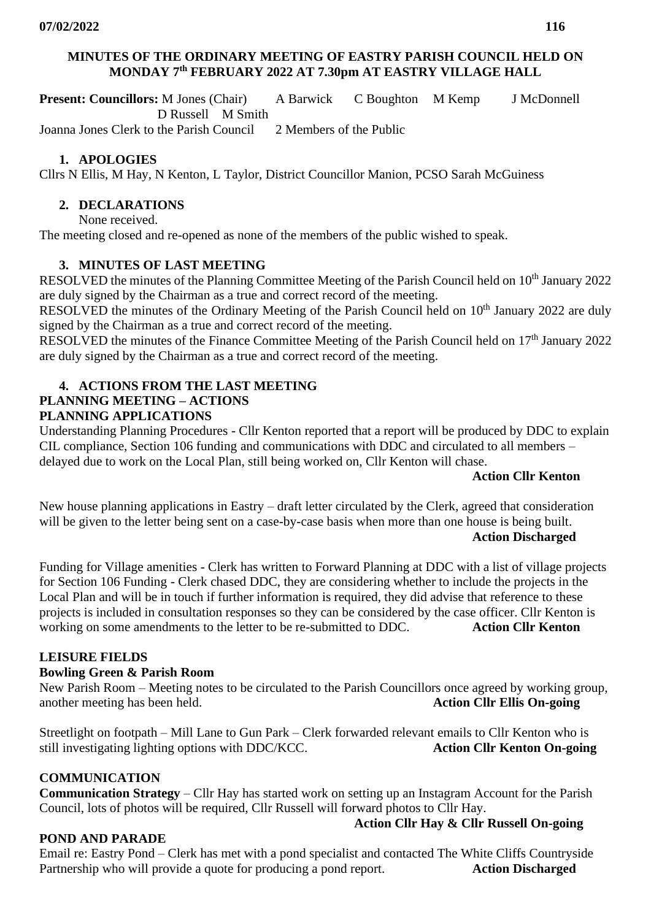**MINUTES OF THE ORDINARY MEETING OF EASTRY PARISH COUNCIL HELD ON MONDAY 7th FEBRUARY 2022 AT 7.30pm AT EASTRY VILLAGE HALL**

**Present: Councillors:** M Jones (Chair) A Barwick C Boughton M Kemp J McDonnell D Russell M Smith
Joanna Jones Clerk to the Parish Council 2 Members of the Public

## 1. APOLOGIES

Cllrs N Ellis, M Hay, N Kenton, L Taylor, District Councillor Manion, PCSO Sarah McGuiness

## 2. DECLARATIONS

None received.

The meeting closed and re-opened as none of the members of the public wished to speak.

## 3. MINUTES OF LAST MEETING

RESOLVED the minutes of the Planning Committee Meeting of the Parish Council held on 10th January 2022 are duly signed by the Chairman as a true and correct record of the meeting.

RESOLVED the minutes of the Ordinary Meeting of the Parish Council held on 10th January 2022 are duly signed by the Chairman as a true and correct record of the meeting.

RESOLVED the minutes of the Finance Committee Meeting of the Parish Council held on 17th January 2022 are duly signed by the Chairman as a true and correct record of the meeting.

## 4. ACTIONS FROM THE LAST MEETING

**PLANNING MEETING – ACTIONS**

**PLANNING APPLICATIONS**

Understanding Planning Procedures - Cllr Kenton reported that a report will be produced by DDC to explain CIL compliance, Section 106 funding and communications with DDC and circulated to all members – delayed due to work on the Local Plan, still being worked on, Cllr Kenton will chase.

**Action Cllr Kenton**

New house planning applications in Eastry – draft letter circulated by the Clerk, agreed that consideration will be given to the letter being sent on a case-by-case basis when more than one house is being built.

**Action Discharged**

Funding for Village amenities - Clerk has written to Forward Planning at DDC with a list of village projects for Section 106 Funding - Clerk chased DDC, they are considering whether to include the projects in the Local Plan and will be in touch if further information is required, they did advise that reference to these projects is included in consultation responses so they can be considered by the case officer. Cllr Kenton is working on some amendments to the letter to be re-submitted to DDC. **Action Cllr Kenton**

**LEISURE FIELDS**

**Bowling Green & Parish Room**

New Parish Room – Meeting notes to be circulated to the Parish Councillors once agreed by working group, another meeting has been held. **Action Cllr Ellis On-going**

Streetlight on footpath – Mill Lane to Gun Park – Clerk forwarded relevant emails to Cllr Kenton who is still investigating lighting options with DDC/KCC. **Action Cllr Kenton On-going**

**COMMUNICATION**

**Communication Strategy** – Cllr Hay has started work on setting up an Instagram Account for the Parish Council, lots of photos will be required, Cllr Russell will forward photos to Cllr Hay.

**Action Cllr Hay & Cllr Russell On-going**

**POND AND PARADE**

Email re: Eastry Pond – Clerk has met with a pond specialist and contacted The White Cliffs Countryside Partnership who will provide a quote for producing a pond report. **Action Discharged**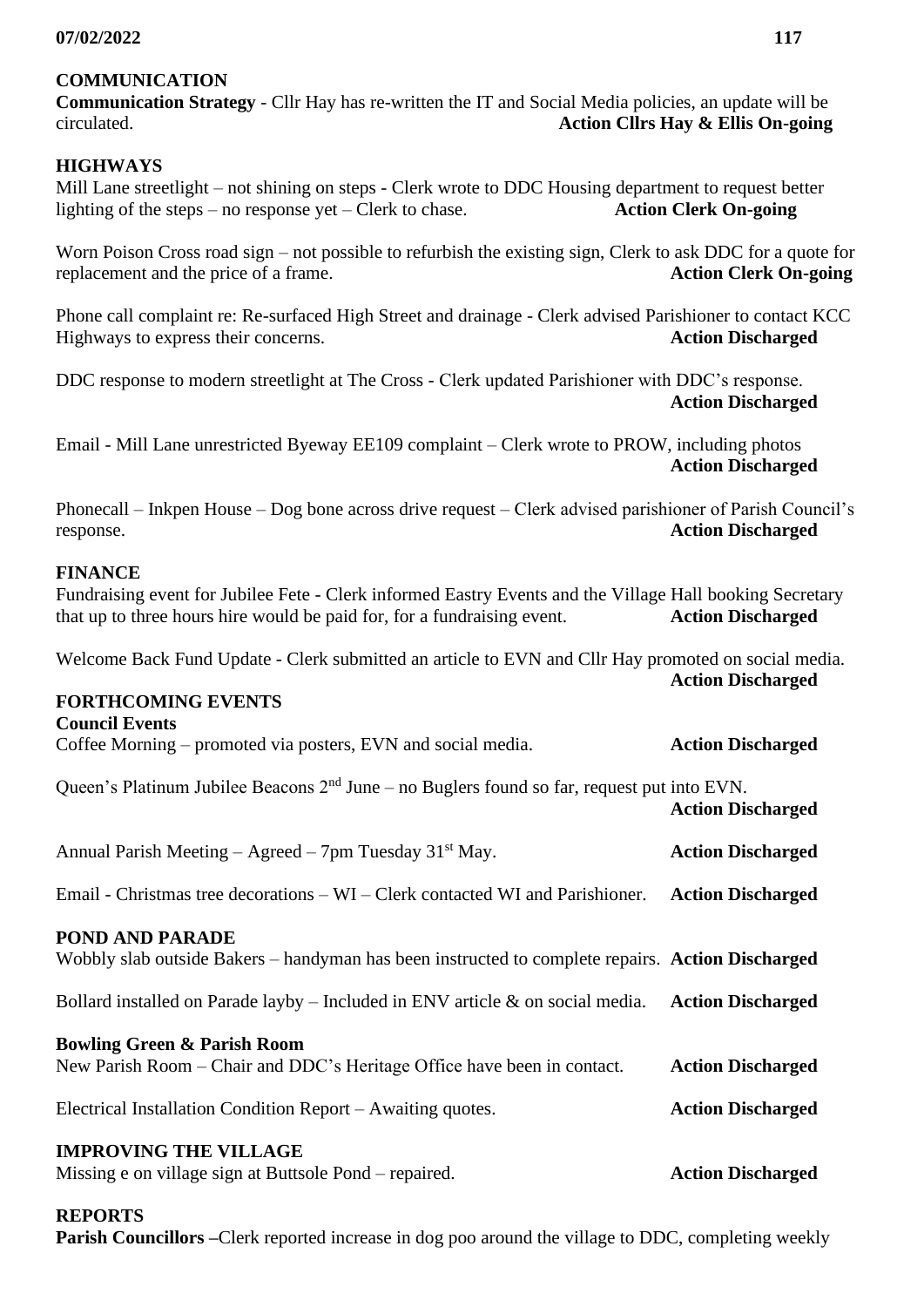## COMMUNICATION

**Communication Strategy** - Cllr Hay has re-written the IT and Social Media policies, an update will be circulated. **Action Cllrs Hay & Ellis On-going**

## HIGHWAYS

Mill Lane streetlight – not shining on steps - Clerk wrote to DDC Housing department to request better lighting of the steps – no response yet – Clerk to chase. **Action Clerk On-going**

Worn Poison Cross road sign – not possible to refurbish the existing sign, Clerk to ask DDC for a quote for replacement and the price of a frame. **Action Clerk On-going**

Phone call complaint re: Re-surfaced High Street and drainage - Clerk advised Parishioner to contact KCC Highways to express their concerns. **Action Discharged**

DDC response to modern streetlight at The Cross - Clerk updated Parishioner with DDC's response. **Action Discharged**

Email - Mill Lane unrestricted Byeway EE109 complaint – Clerk wrote to PROW, including photos **Action Discharged**

Phonecall – Inkpen House – Dog bone across drive request – Clerk advised parishioner of Parish Council's response. **Action Discharged**

## FINANCE

Fundraising event for Jubilee Fete - Clerk informed Eastry Events and the Village Hall booking Secretary that up to three hours hire would be paid for, for a fundraising event. **Action Discharged**

Welcome Back Fund Update - Clerk submitted an article to EVN and Cllr Hay promoted on social media. **Action Discharged**

## FORTHCOMING EVENTS

**Council Events**

Coffee Morning – promoted via posters, EVN and social media. **Action Discharged**

Queen's Platinum Jubilee Beacons 2nd June – no Buglers found so far, request put into EVN. **Action Discharged**

Annual Parish Meeting – Agreed – 7pm Tuesday 31st May. **Action Discharged**

Email - Christmas tree decorations – WI – Clerk contacted WI and Parishioner. **Action Discharged**

## POND AND PARADE

Wobbly slab outside Bakers – handyman has been instructed to complete repairs. **Action Discharged**

Bollard installed on Parade layby – Included in ENV article & on social media. **Action Discharged**

**Bowling Green & Parish Room**

New Parish Room – Chair and DDC's Heritage Office have been in contact. **Action Discharged**

Electrical Installation Condition Report – Awaiting quotes. **Action Discharged**

## IMPROVING THE VILLAGE

Missing e on village sign at Buttsole Pond – repaired. **Action Discharged**

## REPORTS

**Parish Councillors –**Clerk reported increase in dog poo around the village to DDC, completing weekly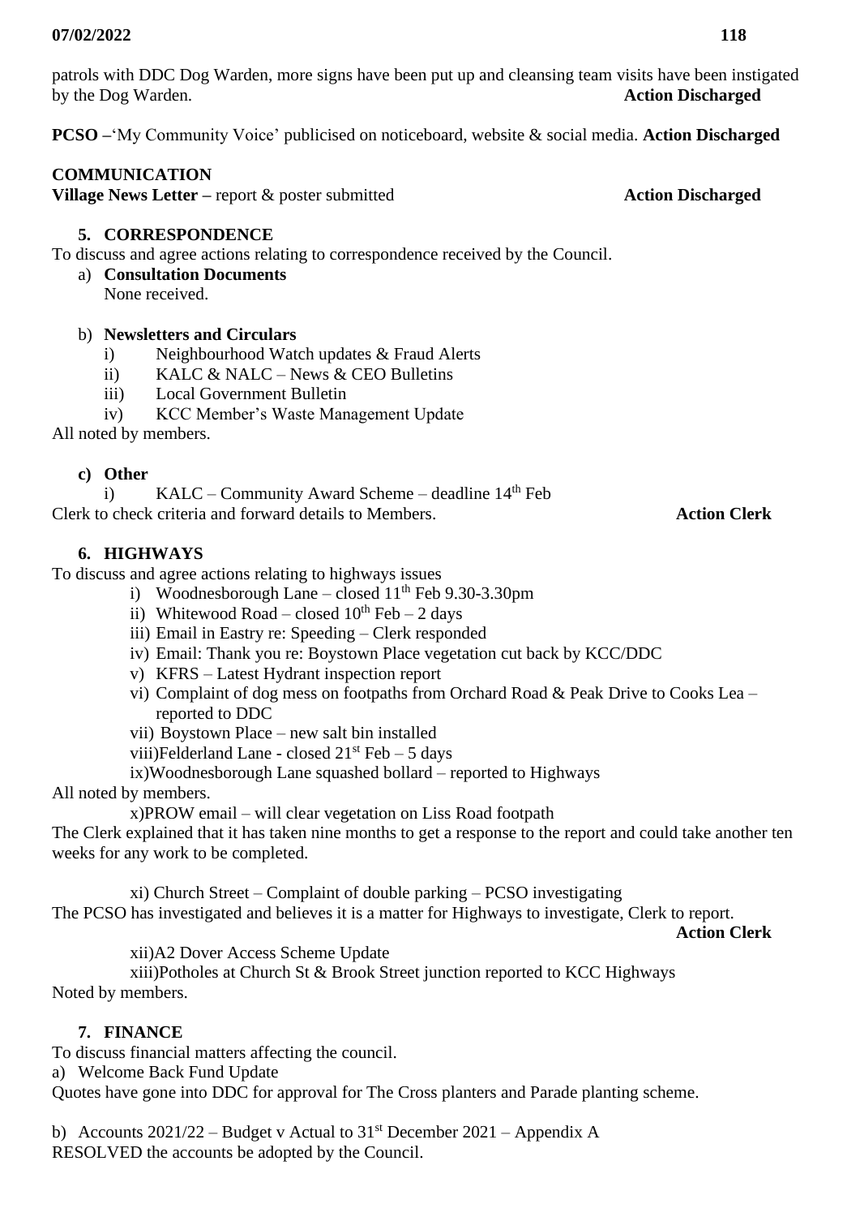patrols with DDC Dog Warden, more signs have been put up and cleansing team visits have been instigated by the Dog Warden. **Action Discharged**

**PCSO –**'My Community Voice' publicised on noticeboard, website & social media. **Action Discharged**

**COMMUNICATION**
**Village News Letter –** report & poster submitted **Action Discharged**

## 5. CORRESPONDENCE

To discuss and agree actions relating to correspondence received by the Council.

a) **Consultation Documents**
None received.

b) **Newsletters and Circulars**
   i) Neighbourhood Watch updates & Fraud Alerts
   ii) KALC & NALC – News & CEO Bulletins
   iii) Local Government Bulletin
   iv) KCC Member's Waste Management Update

All noted by members.

**c) Other**
   i) KALC – Community Award Scheme – deadline 14th Feb

Clerk to check criteria and forward details to Members. **Action Clerk**

## 6. HIGHWAYS

To discuss and agree actions relating to highways issues
   i) Woodnesborough Lane – closed 11th Feb 9.30-3.30pm
   ii) Whitewood Road – closed 10th Feb – 2 days
   iii) Email in Eastry re: Speeding – Clerk responded
   iv) Email: Thank you re: Boystown Place vegetation cut back by KCC/DDC
   v) KFRS – Latest Hydrant inspection report
   vi) Complaint of dog mess on footpaths from Orchard Road & Peak Drive to Cooks Lea – reported to DDC
   vii) Boystown Place – new salt bin installed
   viii) Felderland Lane - closed 21st Feb – 5 days
   ix) Woodnesborough Lane squashed bollard – reported to Highways

All noted by members.

   x) PROW email – will clear vegetation on Liss Road footpath

The Clerk explained that it has taken nine months to get a response to the report and could take another ten weeks for any work to be completed.

   xi) Church Street – Complaint of double parking – PCSO investigating

The PCSO has investigated and believes it is a matter for Highways to investigate, Clerk to report. **Action Clerk**

   xii) A2 Dover Access Scheme Update
   xiii) Potholes at Church St & Brook Street junction reported to KCC Highways

Noted by members.

## 7. FINANCE

To discuss financial matters affecting the council.

a) Welcome Back Fund Update

Quotes have gone into DDC for approval for The Cross planters and Parade planting scheme.

b) Accounts 2021/22 – Budget v Actual to 31st December 2021 – Appendix A

RESOLVED the accounts be adopted by the Council.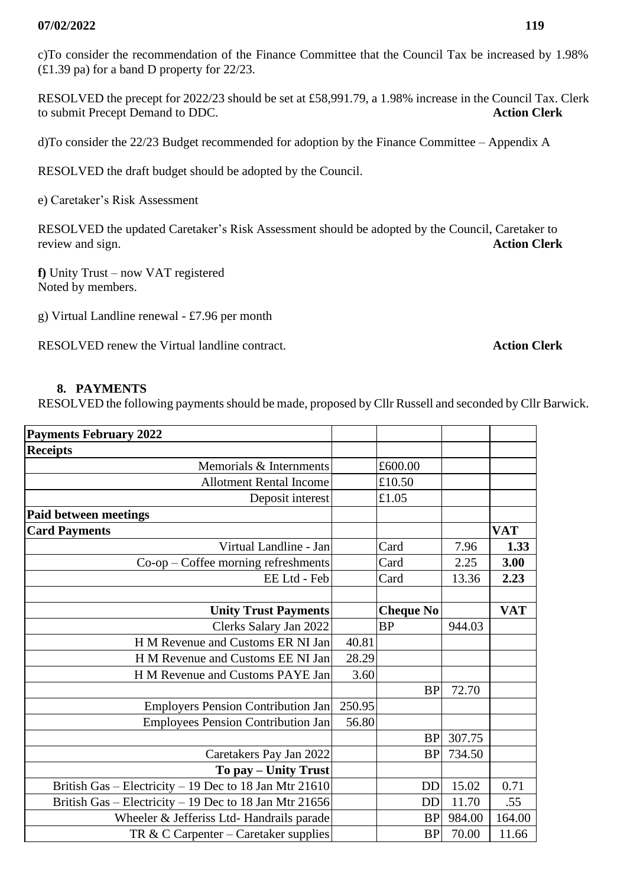c)To consider the recommendation of the Finance Committee that the Council Tax be increased by 1.98% (£1.39 pa) for a band D property for 22/23.

RESOLVED the precept for 2022/23 should be set at £58,991.79, a 1.98% increase in the Council Tax. Clerk to submit Precept Demand to DDC. **Action Clerk**

d)To consider the 22/23 Budget recommended for adoption by the Finance Committee – Appendix A

RESOLVED the draft budget should be adopted by the Council.

e) Caretaker's Risk Assessment

RESOLVED the updated Caretaker's Risk Assessment should be adopted by the Council, Caretaker to review and sign. **Action Clerk**

**f)** Unity Trust – now VAT registered
Noted by members.

g) Virtual Landline renewal - £7.96 per month

RESOLVED renew the Virtual landline contract. **Action Clerk**

## 8. PAYMENTS

RESOLVED the following payments should be made, proposed by Cllr Russell and seconded by Cllr Barwick.

| **Payments February 2022** | | | | |
|---|---|---|---|---|
| **Receipts** | | | | |
| Memorials & Internments | | £600.00 | | |
| Allotment Rental Income | | £10.50 | | |
| Deposit interest | | £1.05 | | |
| **Paid between meetings** | | | | |
| **Card Payments** | | | | **VAT** |
| Virtual Landline - Jan | | Card | 7.96 | **1.33** |
| Co-op – Coffee morning refreshments | | Card | 2.25 | **3.00** |
| EE Ltd - Feb | | Card | 13.36 | **2.23** |
| | | | | |
| **Unity Trust Payments** | | **Cheque No** | | **VAT** |
| Clerks Salary Jan 2022 | | BP | 944.03 | |
| H M Revenue and Customs ER NI Jan | 40.81 | | | |
| H M Revenue and Customs EE NI Jan | 28.29 | | | |
| H M Revenue and Customs PAYE Jan | 3.60 | | | |
| | | BP | 72.70 | |
| Employers Pension Contribution Jan | 250.95 | | | |
| Employees Pension Contribution Jan | 56.80 | | | |
| | | BP | 307.75 | |
| Caretakers Pay Jan 2022 | | BP | 734.50 | |
| **To pay – Unity Trust** | | | | |
| British Gas – Electricity – 19 Dec to 18 Jan Mtr 21610 | | DD | 15.02 | 0.71 |
| British Gas – Electricity – 19 Dec to 18 Jan Mtr 21656 | | DD | 11.70 | .55 |
| Wheeler & Jefferiss Ltd- Handrails parade | | BP | 984.00 | 164.00 |
| TR & C Carpenter – Caretaker supplies | | BP | 70.00 | 11.66 |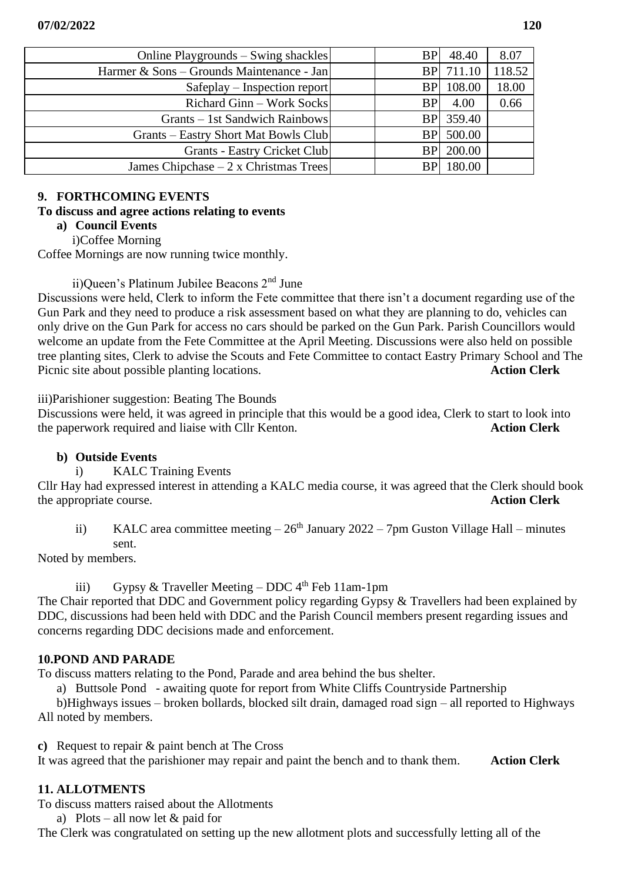| | | | | |
|---|---|---|---|---|
| Online Playgrounds – Swing shackles | | BP | 48.40 | 8.07 |
| Harmer & Sons – Grounds Maintenance - Jan | | BP | 711.10 | 118.52 |
| Safeplay – Inspection report | | BP | 108.00 | 18.00 |
| Richard Ginn – Work Socks | | BP | 4.00 | 0.66 |
| Grants – 1st Sandwich Rainbows | | BP | 359.40 | |
| Grants – Eastry Short Mat Bowls Club | | BP | 500.00 | |
| Grants - Eastry Cricket Club | | BP | 200.00 | |
| James Chipchase – 2 x Christmas Trees | | BP | 180.00 | |

**9. FORTHCOMING EVENTS**

**To discuss and agree actions relating to events**

**a) Council Events**

i)Coffee Morning

Coffee Mornings are now running twice monthly.

ii)Queen's Platinum Jubilee Beacons 2nd June

Discussions were held, Clerk to inform the Fete committee that there isn't a document regarding use of the Gun Park and they need to produce a risk assessment based on what they are planning to do, vehicles can only drive on the Gun Park for access no cars should be parked on the Gun Park. Parish Councillors would welcome an update from the Fete Committee at the April Meeting. Discussions were also held on possible tree planting sites, Clerk to advise the Scouts and Fete Committee to contact Eastry Primary School and The Picnic site about possible planting locations. **Action Clerk**

iii)Parishioner suggestion: Beating The Bounds

Discussions were held, it was agreed in principle that this would be a good idea, Clerk to start to look into the paperwork required and liaise with Cllr Kenton. **Action Clerk**

**b) Outside Events**

i) KALC Training Events

Cllr Hay had expressed interest in attending a KALC media course, it was agreed that the Clerk should book the appropriate course. **Action Clerk**

ii) KALC area committee meeting – 26th January 2022 – 7pm Guston Village Hall – minutes sent.

Noted by members.

iii) Gypsy & Traveller Meeting – DDC 4th Feb 11am-1pm

The Chair reported that DDC and Government policy regarding Gypsy & Travellers had been explained by DDC, discussions had been held with DDC and the Parish Council members present regarding issues and concerns regarding DDC decisions made and enforcement.

**10.POND AND PARADE**

To discuss matters relating to the Pond, Parade and area behind the bus shelter.

a) Buttsole Pond - awaiting quote for report from White Cliffs Countryside Partnership

b)Highways issues – broken bollards, blocked silt drain, damaged road sign – all reported to Highways

All noted by members.

**c)** Request to repair & paint bench at The Cross

It was agreed that the parishioner may repair and paint the bench and to thank them. **Action Clerk**

**11. ALLOTMENTS**

To discuss matters raised about the Allotments

a) Plots – all now let & paid for

The Clerk was congratulated on setting up the new allotment plots and successfully letting all of the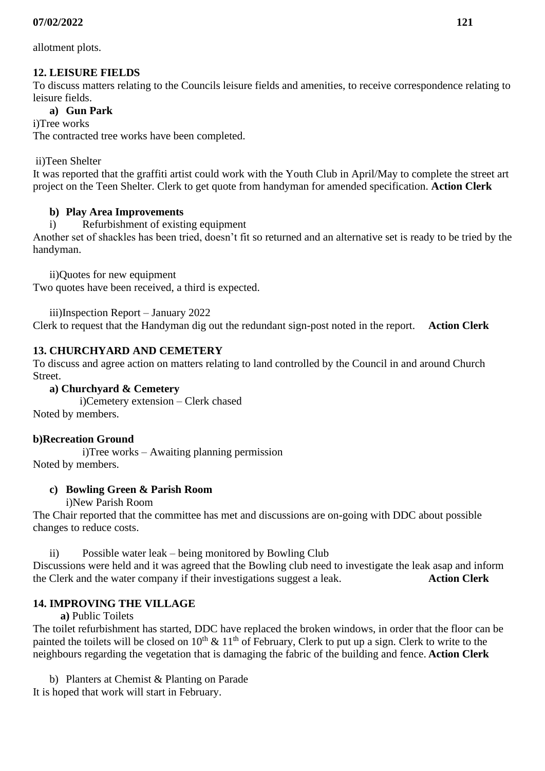allotment plots.

## 12. LEISURE FIELDS

To discuss matters relating to the Councils leisure fields and amenities, to receive correspondence relating to leisure fields.

**a) Gun Park**

i)Tree works

The contracted tree works have been completed.

ii)Teen Shelter

It was reported that the graffiti artist could work with the Youth Club in April/May to complete the street art project on the Teen Shelter. Clerk to get quote from handyman for amended specification. **Action Clerk**

**b) Play Area Improvements**

i) Refurbishment of existing equipment

Another set of shackles has been tried, doesn't fit so returned and an alternative set is ready to be tried by the handyman.

ii)Quotes for new equipment

Two quotes have been received, a third is expected.

iii)Inspection Report – January 2022

Clerk to request that the Handyman dig out the redundant sign-post noted in the report. **Action Clerk**

## 13. CHURCHYARD AND CEMETERY

To discuss and agree action on matters relating to land controlled by the Council in and around Church Street.

**a) Churchyard & Cemetery**

i)Cemetery extension – Clerk chased

Noted by members.

**b)Recreation Ground**

i)Tree works – Awaiting planning permission

Noted by members.

**c) Bowling Green & Parish Room**

i)New Parish Room

The Chair reported that the committee has met and discussions are on-going with DDC about possible changes to reduce costs.

ii) Possible water leak – being monitored by Bowling Club

Discussions were held and it was agreed that the Bowling club need to investigate the leak asap and inform the Clerk and the water company if their investigations suggest a leak. **Action Clerk**

## 14. IMPROVING THE VILLAGE

**a)** Public Toilets

The toilet refurbishment has started, DDC have replaced the broken windows, in order that the floor can be painted the toilets will be closed on 10th & 11th of February, Clerk to put up a sign. Clerk to write to the neighbours regarding the vegetation that is damaging the fabric of the building and fence. **Action Clerk**

b) Planters at Chemist & Planting on Parade

It is hoped that work will start in February.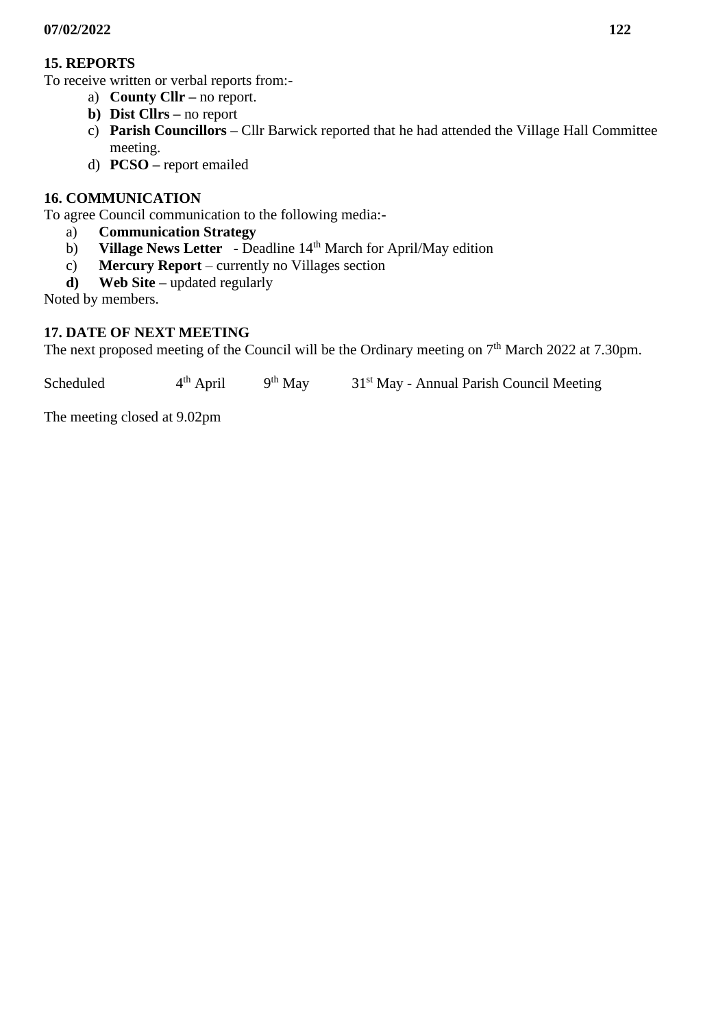### 15. REPORTS

To receive written or verbal reports from:-

a) **County Cllr –** no report.
**b) Dist Cllrs –** no report
c) **Parish Councillors –** Cllr Barwick reported that he had attended the Village Hall Committee meeting.
d) **PCSO –** report emailed

### 16. COMMUNICATION

To agree Council communication to the following media:-

a) **Communication Strategy**
b) **Village News Letter** - Deadline 14th March for April/May edition
c) **Mercury Report** – currently no Villages section
**d) Web Site –** updated regularly

Noted by members.

### 17. DATE OF NEXT MEETING

The next proposed meeting of the Council will be the Ordinary meeting on 7th March 2022 at 7.30pm.

Scheduled 4th April 9th May 31st May - Annual Parish Council Meeting

The meeting closed at 9.02pm